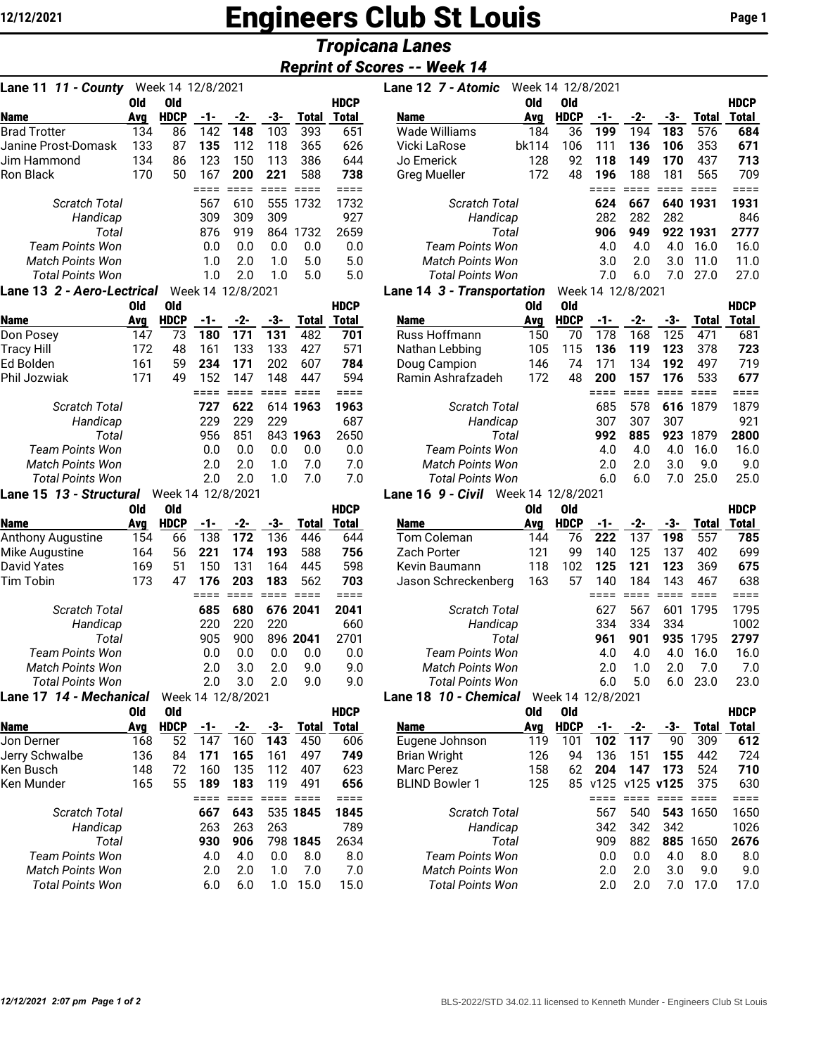# Engineers Club St Louis

## Tropicana Lanes

### Reprint of Scores -- Week 14

### Lane 11 *11 - County* Week 14 12/8/2021

| Name | Old Avg | Old HDCP | -1- | -2- | -3- | Total | HDCP Total |
|---|---|---|---|---|---|---|---|
| Brad Trotter | 134 | 86 | 142 | **148** | 103 | 393 | 651 |
| Janine Prost-Domask | 133 | 87 | **135** | 112 | 118 | 365 | 626 |
| Jim Hammond | 134 | 86 | 123 | 150 | 113 | 386 | 644 |
| Ron Black | 170 | 50 | 167 | **200** | **221** | 588 | **738** |
| | | | ==== | ==== | ==== | ==== | ==== |
| *Scratch Total* | | | 567 | 610 | 555 | 1732 | 1732 |
| *Handicap* | | | 309 | 309 | 309 | | 927 |
| *Total* | | | 876 | 919 | 864 | 1732 | 2659 |
| *Team Points Won* | | | 0.0 | 0.0 | 0.0 | 0.0 | 0.0 |
| *Match Points Won* | | | 1.0 | 2.0 | 1.0 | 5.0 | 5.0 |
| *Total Points Won* | | | 1.0 | 2.0 | 1.0 | 5.0 | 5.0 |

### Lane 12 *7 - Atomic* Week 14 12/8/2021

| Name | Old Avg | Old HDCP | -1- | -2- | -3- | Total | HDCP Total |
|---|---|---|---|---|---|---|---|
| Wade Williams | 184 | 36 | **199** | 194 | **183** | 576 | **684** |
| Vicki LaRose | bk114 | 106 | 111 | **136** | **106** | 353 | **671** |
| Jo Emerick | 128 | 92 | **118** | **149** | **170** | 437 | **713** |
| Greg Mueller | 172 | 48 | **196** | 188 | 181 | 565 | 709 |
| | | | ==== | ==== | ==== | ==== | ==== |
| *Scratch Total* | | | **624** | **667** | **640** | **1931** | **1931** |
| *Handicap* | | | 282 | 282 | 282 | | 846 |
| *Total* | | | **906** | **949** | **922** | **1931** | **2777** |
| *Team Points Won* | | | 4.0 | 4.0 | 4.0 | 16.0 | 16.0 |
| *Match Points Won* | | | 3.0 | 2.0 | 3.0 | 11.0 | 11.0 |
| *Total Points Won* | | | 7.0 | 6.0 | 7.0 | 27.0 | 27.0 |

### Lane 13 *2 - Aero-Lectrical* Week 14 12/8/2021

| Name | Old Avg | Old HDCP | -1- | -2- | -3- | Total | HDCP Total |
|---|---|---|---|---|---|---|---|
| Don Posey | 147 | 73 | **180** | **171** | **131** | 482 | **701** |
| Tracy Hill | 172 | 48 | 161 | 133 | 133 | 427 | 571 |
| Ed Bolden | 161 | 59 | **234** | **171** | 202 | 607 | **784** |
| Phil Jozwiak | 171 | 49 | 152 | 147 | 148 | 447 | 594 |
| | | | ==== | ==== | ==== | ==== | ==== |
| *Scratch Total* | | | **727** | **622** | 614 | **1963** | **1963** |
| *Handicap* | | | 229 | 229 | 229 | | 687 |
| *Total* | | | 956 | 851 | 843 | **1963** | 2650 |
| *Team Points Won* | | | 0.0 | 0.0 | 0.0 | 0.0 | 0.0 |
| *Match Points Won* | | | 2.0 | 2.0 | 1.0 | 7.0 | 7.0 |
| *Total Points Won* | | | 2.0 | 2.0 | 1.0 | 7.0 | 7.0 |

### Lane 14 *3 - Transportation* Week 14 12/8/2021

| Name | Old Avg | Old HDCP | -1- | -2- | -3- | Total | HDCP Total |
|---|---|---|---|---|---|---|---|
| Russ Hoffmann | 150 | 70 | 178 | 168 | 125 | 471 | 681 |
| Nathan Lebbing | 105 | 115 | **136** | **119** | **123** | 378 | **723** |
| Doug Campion | 146 | 74 | 171 | 134 | **192** | 497 | 719 |
| Ramin Ashrafzadeh | 172 | 48 | **200** | **157** | **176** | 533 | **677** |
| | | | ==== | ==== | ==== | ==== | ==== |
| *Scratch Total* | | | 685 | 578 | **616** | 1879 | 1879 |
| *Handicap* | | | 307 | 307 | 307 | | 921 |
| *Total* | | | **992** | **885** | **923** | 1879 | **2800** |
| *Team Points Won* | | | 4.0 | 4.0 | 4.0 | 16.0 | 16.0 |
| *Match Points Won* | | | 2.0 | 2.0 | 3.0 | 9.0 | 9.0 |
| *Total Points Won* | | | 6.0 | 6.0 | 7.0 | 25.0 | 25.0 |

### Lane 15 *13 - Structural* Week 14 12/8/2021

| Name | Old Avg | Old HDCP | -1- | -2- | -3- | Total | HDCP Total |
|---|---|---|---|---|---|---|---|
| Anthony Augustine | 154 | 66 | 138 | **172** | 136 | 446 | 644 |
| Mike Augustine | 164 | 56 | **221** | **174** | **193** | 588 | **756** |
| David Yates | 169 | 51 | 150 | 131 | 164 | 445 | 598 |
| Tim Tobin | 173 | 47 | **176** | **203** | **183** | 562 | **703** |
| | | | ==== | ==== | ==== | ==== | ==== |
| *Scratch Total* | | | **685** | **680** | **676** | **2041** | **2041** |
| *Handicap* | | | 220 | 220 | 220 | | 660 |
| *Total* | | | 905 | 900 | 896 | **2041** | 2701 |
| *Team Points Won* | | | 0.0 | 0.0 | 0.0 | 0.0 | 0.0 |
| *Match Points Won* | | | 2.0 | 3.0 | 2.0 | 9.0 | 9.0 |
| *Total Points Won* | | | 2.0 | 3.0 | 2.0 | 9.0 | 9.0 |

### Lane 16 *9 - Civil* Week 14 12/8/2021

| Name | Old Avg | Old HDCP | -1- | -2- | -3- | Total | HDCP Total |
|---|---|---|---|---|---|---|---|
| Tom Coleman | 144 | 76 | **222** | 137 | **198** | 557 | **785** |
| Zach Porter | 121 | 99 | 140 | 125 | 137 | 402 | 699 |
| Kevin Baumann | 118 | 102 | **125** | **121** | **123** | 369 | **675** |
| Jason Schreckenberg | 163 | 57 | 140 | 184 | 143 | 467 | 638 |
| | | | ==== | ==== | ==== | ==== | ==== |
| *Scratch Total* | | | 627 | 567 | 601 | 1795 | 1795 |
| *Handicap* | | | 334 | 334 | 334 | | 1002 |
| *Total* | | | **961** | **901** | **935** | 1795 | **2797** |
| *Team Points Won* | | | 4.0 | 4.0 | 4.0 | 16.0 | 16.0 |
| *Match Points Won* | | | 2.0 | 1.0 | 2.0 | 7.0 | 7.0 |
| *Total Points Won* | | | 6.0 | 5.0 | 6.0 | 23.0 | 23.0 |

### Lane 17 *14 - Mechanical* Week 14 12/8/2021

| Name | Old Avg | Old HDCP | -1- | -2- | -3- | Total | HDCP Total |
|---|---|---|---|---|---|---|---|
| Jon Derner | 168 | 52 | 147 | 160 | **143** | 450 | 606 |
| Jerry Schwalbe | 136 | 84 | **171** | **165** | 161 | 497 | **749** |
| Ken Busch | 148 | 72 | 160 | 135 | 112 | 407 | 623 |
| Ken Munder | 165 | 55 | **189** | **183** | 119 | 491 | **656** |
| | | | ==== | ==== | ==== | ==== | ==== |
| *Scratch Total* | | | **667** | **643** | 535 | **1845** | **1845** |
| *Handicap* | | | 263 | 263 | 263 | | 789 |
| *Total* | | | **930** | **906** | 798 | **1845** | 2634 |
| *Team Points Won* | | | 4.0 | 4.0 | 0.0 | 8.0 | 8.0 |
| *Match Points Won* | | | 2.0 | 2.0 | 1.0 | 7.0 | 7.0 |
| *Total Points Won* | | | 6.0 | 6.0 | 1.0 | 15.0 | 15.0 |

### Lane 18 *10 - Chemical* Week 14 12/8/2021

| Name | Old Avg | Old HDCP | -1- | -2- | -3- | Total | HDCP Total |
|---|---|---|---|---|---|---|---|
| Eugene Johnson | 119 | 101 | **102** | **117** | 90 | 309 | **612** |
| Brian Wright | 126 | 94 | 136 | 151 | **155** | 442 | 724 |
| Marc Perez | 158 | 62 | **204** | **147** | **173** | 524 | **710** |
| BLIND Bowler 1 | 125 | 85 | v125 | v125 | **v125** | 375 | 630 |
| | | | ==== | ==== | ==== | ==== | ==== |
| *Scratch Total* | | | 567 | 540 | **543** | 1650 | 1650 |
| *Handicap* | | | 342 | 342 | 342 | | 1026 |
| *Total* | | | 909 | 882 | **885** | 1650 | **2676** |
| *Team Points Won* | | | 0.0 | 0.0 | 4.0 | 8.0 | 8.0 |
| *Match Points Won* | | | 2.0 | 2.0 | 3.0 | 9.0 | 9.0 |
| *Total Points Won* | | | 2.0 | 2.0 | 7.0 | 17.0 | 17.0 |

BLS-2022/STD 34.02.11 licensed to Kenneth Munder - Engineers Club St Louis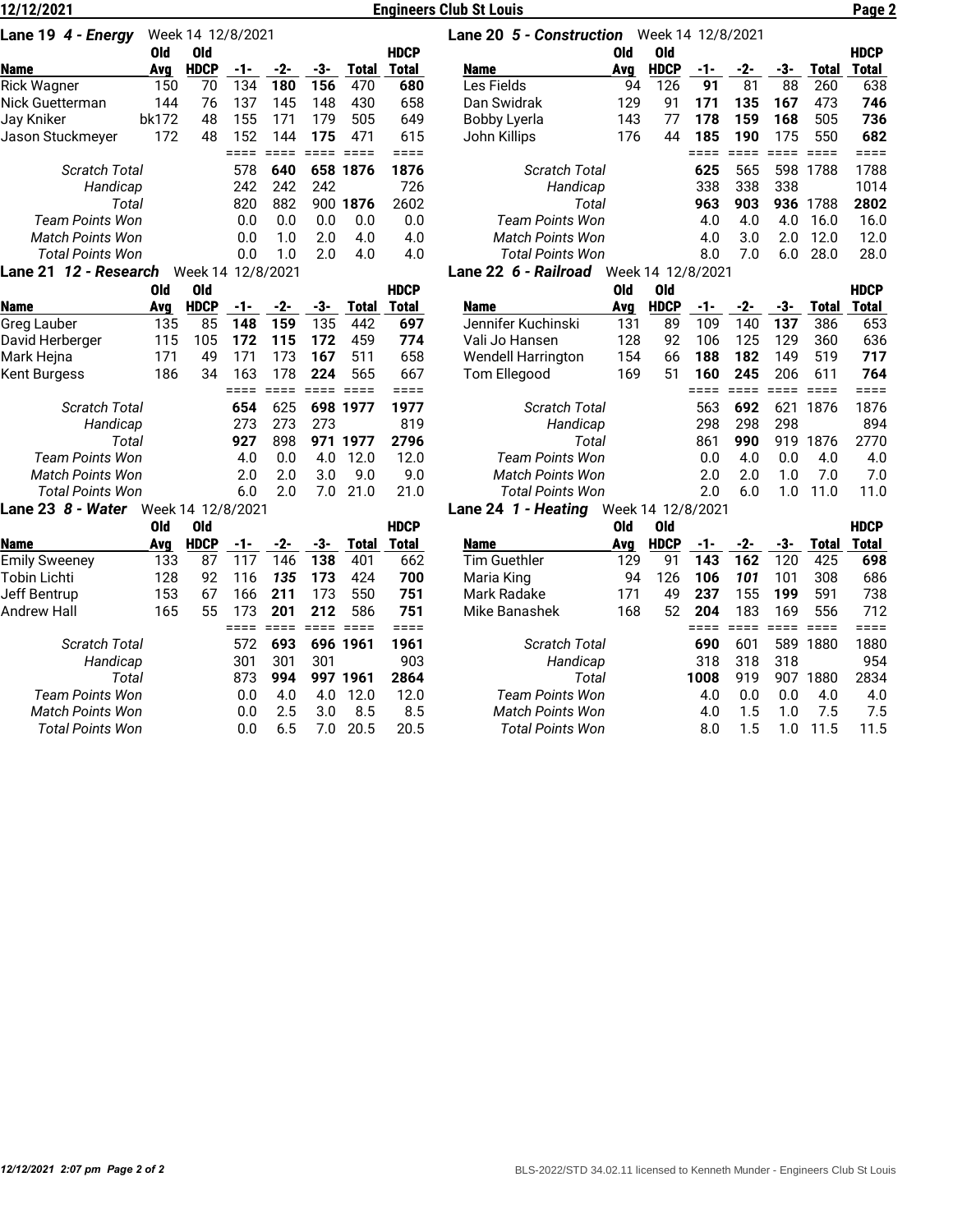# Engineers Club St Louis

12/12/2021

## Lane 19 *4 - Energy* Week 14 12/8/2021

| Name | Old Avg | Old HDCP | -1- | -2- | -3- | Total | HDCP Total |
|---|---|---|---|---|---|---|---|
| Rick Wagner | 150 | 70 | 134 | **180** | **156** | 470 | **680** |
| Nick Guetterman | 144 | 76 | 137 | 145 | 148 | 430 | 658 |
| Jay Kniker | bk172 | 48 | 155 | 171 | 179 | 505 | 649 |
| Jason Stuckmeyer | 172 | 48 | 152 | 144 | **175** | 471 | 615 |
| | | | ==== | ==== | ==== | ==== | ==== |
| *Scratch Total* | | | 578 | **640** | **658** | **1876** | 1876 |
| *Handicap* | | | 242 | 242 | 242 | | 726 |
| *Total* | | | 820 | 882 | 900 | **1876** | 2602 |
| *Team Points Won* | | | 0.0 | 0.0 | 0.0 | 0.0 | 0.0 |
| *Match Points Won* | | | 0.0 | 1.0 | 2.0 | 4.0 | 4.0 |
| *Total Points Won* | | | 0.0 | 1.0 | 2.0 | 4.0 | 4.0 |

## Lane 20 *5 - Construction* Week 14 12/8/2021

| Name | Old Avg | Old HDCP | -1- | -2- | -3- | Total | HDCP Total |
|---|---|---|---|---|---|---|---|
| Les Fields | 94 | 126 | **91** | 81 | 88 | 260 | 638 |
| Dan Swidrak | 129 | 91 | **171** | **135** | **167** | 473 | **746** |
| Bobby Lyerla | 143 | 77 | **178** | **159** | **168** | 505 | **736** |
| John Killips | 176 | 44 | **185** | **190** | 175 | 550 | **682** |
| | | | ==== | ==== | ==== | ==== | ==== |
| *Scratch Total* | | | **625** | 565 | 598 | 1788 | 1788 |
| *Handicap* | | | 338 | 338 | 338 | | 1014 |
| *Total* | | | **963** | **903** | **936** | 1788 | **2802** |
| *Team Points Won* | | | 4.0 | 4.0 | 4.0 | 16.0 | 16.0 |
| *Match Points Won* | | | 4.0 | 3.0 | 2.0 | 12.0 | 12.0 |
| *Total Points Won* | | | 8.0 | 7.0 | 6.0 | 28.0 | 28.0 |

## Lane 21 *12 - Research* Week 14 12/8/2021

| Name | Old Avg | Old HDCP | -1- | -2- | -3- | Total | HDCP Total |
|---|---|---|---|---|---|---|---|
| Greg Lauber | 135 | 85 | **148** | **159** | 135 | 442 | **697** |
| David Herberger | 115 | 105 | **172** | 115 | **172** | 459 | **774** |
| Mark Hejna | 171 | 49 | 171 | 173 | **167** | 511 | 658 |
| Kent Burgess | 186 | 34 | 163 | 178 | **224** | 565 | 667 |
| | | | ==== | ==== | ==== | ==== | ==== |
| *Scratch Total* | | | **654** | 625 | **698** | **1977** | **1977** |
| *Handicap* | | | 273 | 273 | 273 | | 819 |
| *Total* | | | **927** | 898 | **971** | **1977** | **2796** |
| *Team Points Won* | | | 4.0 | 0.0 | 4.0 | 12.0 | 12.0 |
| *Match Points Won* | | | 2.0 | 2.0 | 3.0 | 9.0 | 9.0 |
| *Total Points Won* | | | 6.0 | 2.0 | 7.0 | 21.0 | 21.0 |

## Lane 22 *6 - Railroad* Week 14 12/8/2021

| Name | Old Avg | Old HDCP | -1- | -2- | -3- | Total | HDCP Total |
|---|---|---|---|---|---|---|---|
| Jennifer Kuchinski | 131 | 89 | 109 | 140 | **137** | 386 | 653 |
| Vali Jo Hansen | 128 | 92 | 106 | 125 | 129 | 360 | 636 |
| Wendell Harrington | 154 | 66 | **188** | **182** | 149 | 519 | **717** |
| Tom Ellegood | 169 | 51 | **160** | **245** | 206 | 611 | **764** |
| | | | ==== | ==== | ==== | ==== | ==== |
| *Scratch Total* | | | 563 | **692** | 621 | 1876 | 1876 |
| *Handicap* | | | 298 | 298 | 298 | | 894 |
| *Total* | | | 861 | **990** | 919 | 1876 | 2770 |
| *Team Points Won* | | | 0.0 | 4.0 | 0.0 | 4.0 | 4.0 |
| *Match Points Won* | | | 2.0 | 2.0 | 1.0 | 7.0 | 7.0 |
| *Total Points Won* | | | 2.0 | 6.0 | 1.0 | 11.0 | 11.0 |

## Lane 23 *8 - Water* Week 14 12/8/2021

| Name | Old Avg | Old HDCP | -1- | -2- | -3- | Total | HDCP Total |
|---|---|---|---|---|---|---|---|
| Emily Sweeney | 133 | 87 | 117 | 146 | **138** | 401 | 662 |
| Tobin Lichti | 128 | 92 | 116 | ***135*** | **173** | 424 | **700** |
| Jeff Bentrup | 153 | 67 | 166 | **211** | 173 | 550 | **751** |
| Andrew Hall | 165 | 55 | 173 | **201** | **212** | 586 | **751** |
| | | | ==== | ==== | ==== | ==== | ==== |
| *Scratch Total* | | | 572 | **693** | **696** | **1961** | **1961** |
| *Handicap* | | | 301 | 301 | 301 | | 903 |
| *Total* | | | 873 | **994** | **997** | **1961** | **2864** |
| *Team Points Won* | | | 0.0 | 4.0 | 4.0 | 12.0 | 12.0 |
| *Match Points Won* | | | 0.0 | 2.5 | 3.0 | 8.5 | 8.5 |
| *Total Points Won* | | | 0.0 | 6.5 | 7.0 | 20.5 | 20.5 |

## Lane 24 *1 - Heating* Week 14 12/8/2021

| Name | Old Avg | Old HDCP | -1- | -2- | -3- | Total | HDCP Total |
|---|---|---|---|---|---|---|---|
| Tim Guethler | 129 | 91 | **143** | **162** | 120 | 425 | **698** |
| Maria King | 94 | 126 | **106** | ***101*** | 101 | 308 | 686 |
| Mark Radake | 171 | 49 | **237** | 155 | **199** | 591 | 738 |
| Mike Banashek | 168 | 52 | **204** | 183 | 169 | 556 | 712 |
| | | | ==== | ==== | ==== | ==== | ==== |
| *Scratch Total* | | | **690** | 601 | 589 | 1880 | 1880 |
| *Handicap* | | | 318 | 318 | 318 | | 954 |
| *Total* | | | **1008** | 919 | 907 | 1880 | 2834 |
| *Team Points Won* | | | 4.0 | 0.0 | 0.0 | 4.0 | 4.0 |
| *Match Points Won* | | | 4.0 | 1.5 | 1.0 | 7.5 | 7.5 |
| *Total Points Won* | | | 8.0 | 1.5 | 1.0 | 11.5 | 11.5 |

*12/12/2021 2:07 pm*

BLS-2022/STD 34.02.11 licensed to Kenneth Munder - Engineers Club St Louis